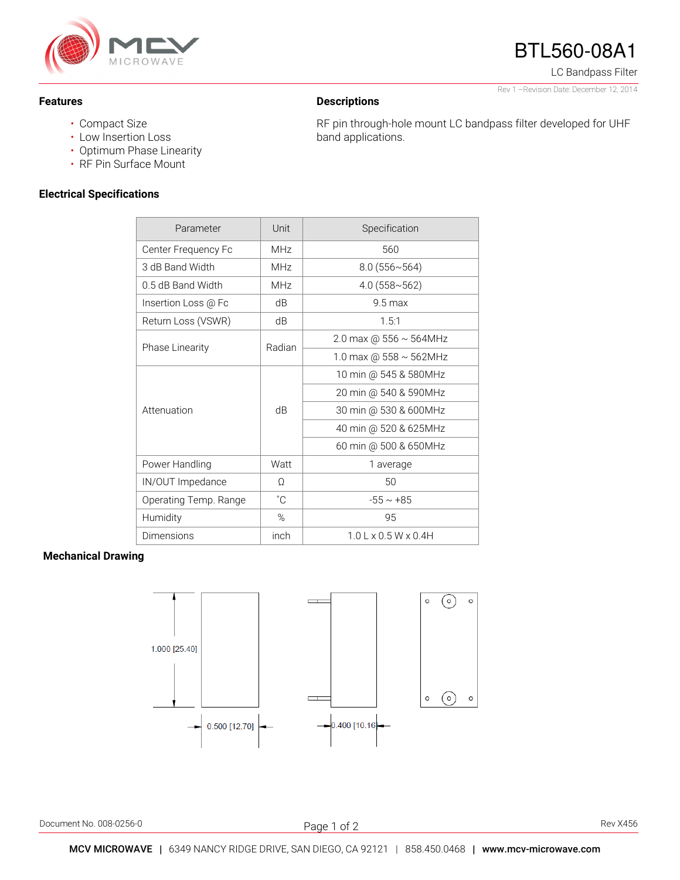# BTL560-08A1

LC Bandpass Filter

Rev 1 –Revision Date: December 12, 2014

## Features

- Compact Size
- Low Insertion Loss
- Optimum Phase Linearity
- RF Pin Surface Mount

## Descriptions

RF pin through-hole mount LC bandpass filter developed for UHF band applications.

## Electrical Specifications

| Parameter | Unit | Specification |
|---|---|---|
| Center Frequency Fc | MHz | 560 |
| 3 dB Band Width | MHz | 8.0 (556~564) |
| 0.5 dB Band Width | MHz | 4.0 (558~562) |
| Insertion Loss @ Fc | dB | 9.5 max |
| Return Loss (VSWR) | dB | 1.5:1 |
| Phase Linearity | Radian | 2.0 max @ 556 ~ 564MHz |
| | | 1.0 max @ 558 ~ 562MHz |
| Attenuation | dB | 10 min @ 545 & 580MHz |
| | | 20 min @ 540 & 590MHz |
| | | 30 min @ 530 & 600MHz |
| | | 40 min @ 520 & 625MHz |
| | | 60 min @ 500 & 650MHz |
| Power Handling | Watt | 1 average |
| IN/OUT Impedance | Ω | 50 |
| Operating Temp. Range | ˚C | -55 ~ +85 |
| Humidity | % | 95 |
| Dimensions | inch | 1.0 L x 0.5 W x 0.4H |

## Mechanical Drawing

1.000 [25.40]

0.500 [12.70]

0.400 [10.16]

Document No. 008-0256-0

Rev X456

**MCV MICROWAVE** | 6349 NANCY RIDGE DRIVE, SAN DIEGO, CA 92121 | 858.450.0468 | **www.mcv-microwave.com**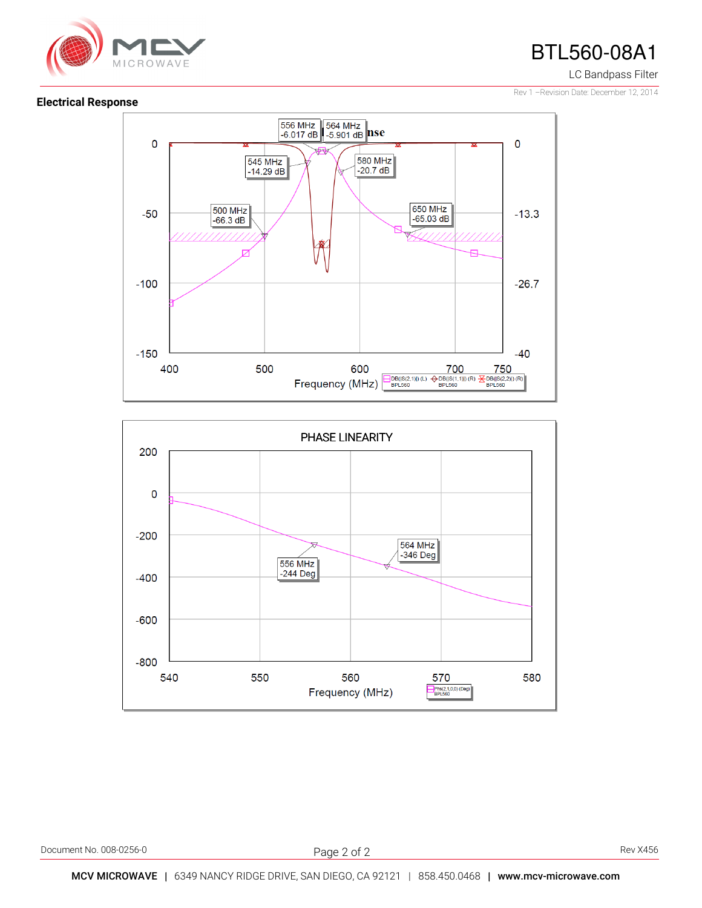## Electrical Response

556 MHz
-6.017 dB

564 MHz
-5.901 dB

545 MHz
-14.29 dB

580 MHz
-20.7 dB

500 MHz
-66.3 dB

650 MHz
-65.03 dB

0
-50
-100
-150

0
-13.3
-26.7
-40

400
500
600
700
750

Frequency (MHz)

DB(|S(2,1)|) (L) BPL560
DB(|S(1,1)|) (R) BPL560
DB(|S(2,2)|) (R) BPL560

PHASE LINEARITY

200
0
-200
-400
-600
-800

556 MHz
-244 Deg

564 MHz
-346 Deg

540
550
560
570
580

Frequency (MHz)

Phs(2,1,0,0) (Deg) BPL560

Document No. 008-0256-0

Rev X456

**MCV MICROWAVE** | 6349 NANCY RIDGE DRIVE, SAN DIEGO, CA 92121 | 858.450.0468 | **www.mcv-microwave.com**